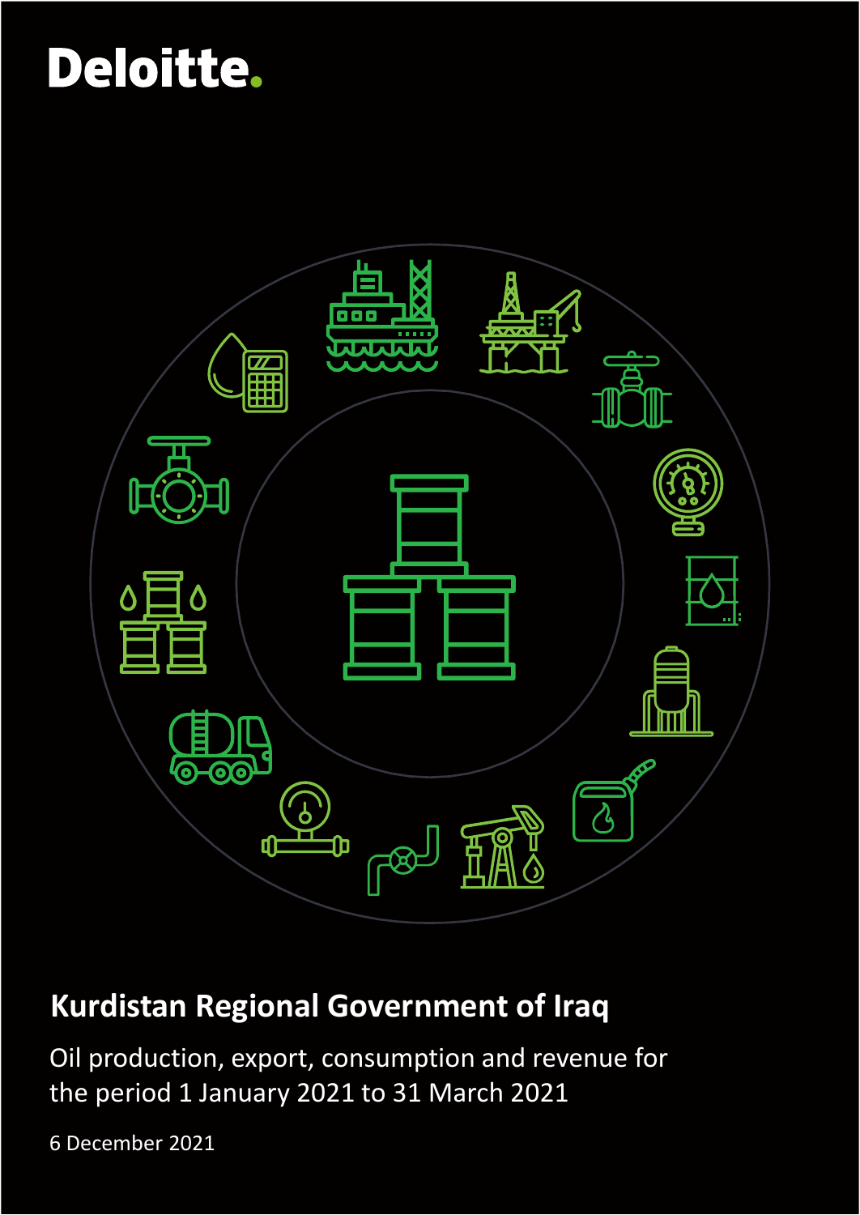Deloitte.

# Kurdistan Regional Government of Iraq

Oil production, export, consumption and revenue for the period 1 January 2021 to 31 March 2021

6 December 2021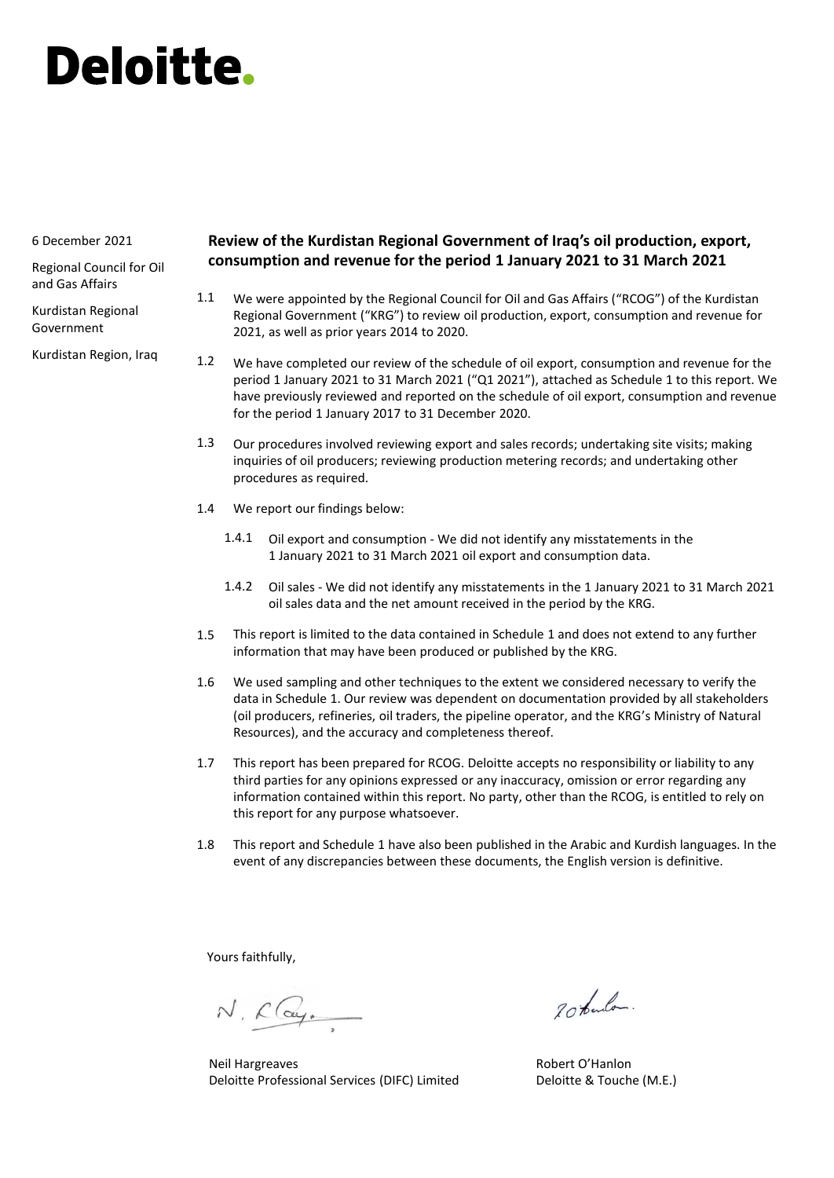# Deloitte.

6 December 2021

Regional Council for Oil and Gas Affairs

Kurdistan Regional Government

Kurdistan Region, Iraq

## Review of the Kurdistan Regional Government of Iraq's oil production, export, consumption and revenue for the period 1 January 2021 to 31 March 2021

1.1 We were appointed by the Regional Council for Oil and Gas Affairs ("RCOG") of the Kurdistan Regional Government ("KRG") to review oil production, export, consumption and revenue for 2021, as well as prior years 2014 to 2020.

1.2 We have completed our review of the schedule of oil export, consumption and revenue for the period 1 January 2021 to 31 March 2021 ("Q1 2021"), attached as Schedule 1 to this report. We have previously reviewed and reported on the schedule of oil export, consumption and revenue for the period 1 January 2017 to 31 December 2020.

1.3 Our procedures involved reviewing export and sales records; undertaking site visits; making inquiries of oil producers; reviewing production metering records; and undertaking other procedures as required.

1.4 We report our findings below:

1.4.1 Oil export and consumption - We did not identify any misstatements in the 1 January 2021 to 31 March 2021 oil export and consumption data.

1.4.2 Oil sales - We did not identify any misstatements in the 1 January 2021 to 31 March 2021 oil sales data and the net amount received in the period by the KRG.

1.5 This report is limited to the data contained in Schedule 1 and does not extend to any further information that may have been produced or published by the KRG.

1.6 We used sampling and other techniques to the extent we considered necessary to verify the data in Schedule 1. Our review was dependent on documentation provided by all stakeholders (oil producers, refineries, oil traders, the pipeline operator, and the KRG's Ministry of Natural Resources), and the accuracy and completeness thereof.

1.7 This report has been prepared for RCOG. Deloitte accepts no responsibility or liability to any third parties for any opinions expressed or any inaccuracy, omission or error regarding any information contained within this report. No party, other than the RCOG, is entitled to rely on this report for any purpose whatsoever.

1.8 This report and Schedule 1 have also been published in the Arabic and Kurdish languages. In the event of any discrepancies between these documents, the English version is definitive.

Yours faithfully,

Neil Hargreaves
Deloitte Professional Services (DIFC) Limited

Robert O'Hanlon
Deloitte & Touche (M.E.)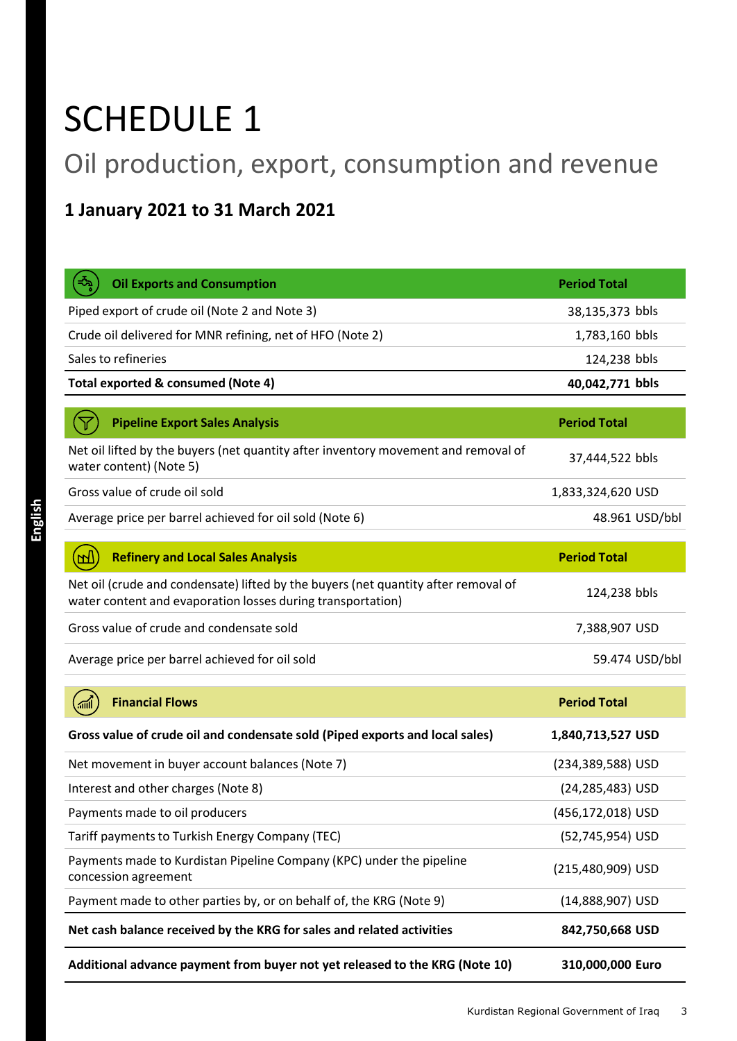# SCHEDULE 1

## Oil production, export, consumption and revenue

### 1 January 2021 to 31 March 2021

| Oil Exports and Consumption | Period Total |
|---|---|
| Piped export of crude oil (Note 2 and Note 3) | 38,135,373 bbls |
| Crude oil delivered for MNR refining, net of HFO (Note 2) | 1,783,160 bbls |
| Sales to refineries | 124,238 bbls |
| **Total exported & consumed (Note 4)** | **40,042,771 bbls** |

| Pipeline Export Sales Analysis | Period Total |
|---|---|
| Net oil lifted by the buyers (net quantity after inventory movement and removal of water content) (Note 5) | 37,444,522 bbls |
| Gross value of crude oil sold | 1,833,324,620 USD |
| Average price per barrel achieved for oil sold (Note 6) | 48.961 USD/bbl |

| Refinery and Local Sales Analysis | Period Total |
|---|---|
| Net oil (crude and condensate) lifted by the buyers (net quantity after removal of water content and evaporation losses during transportation) | 124,238 bbls |
| Gross value of crude and condensate sold | 7,388,907 USD |
| Average price per barrel achieved for oil sold | 59.474 USD/bbl |

| Financial Flows | Period Total |
|---|---|
| **Gross value of crude oil and condensate sold (Piped exports and local sales)** | **1,840,713,527 USD** |
| Net movement in buyer account balances (Note 7) | (234,389,588) USD |
| Interest and other charges (Note 8) | (24,285,483) USD |
| Payments made to oil producers | (456,172,018) USD |
| Tariff payments to Turkish Energy Company (TEC) | (52,745,954) USD |
| Payments made to Kurdistan Pipeline Company (KPC) under the pipeline concession agreement | (215,480,909) USD |
| Payment made to other parties by, or on behalf of, the KRG (Note 9) | (14,888,907) USD |
| **Net cash balance received by the KRG for sales and related activities** | **842,750,668 USD** |
| **Additional advance payment from buyer not yet released to the KRG (Note 10)** | **310,000,000 Euro** |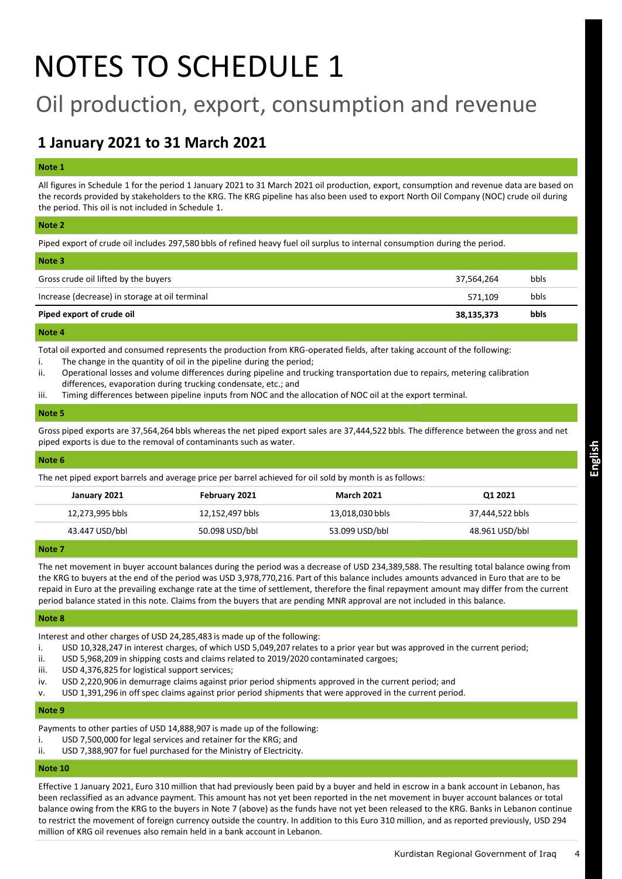# NOTES TO SCHEDULE 1

## Oil production, export, consumption and revenue

### 1 January 2021 to 31 March 2021

**Note 1**

All figures in Schedule 1 for the period 1 January 2021 to 31 March 2021 oil production, export, consumption and revenue data are based on the records provided by stakeholders to the KRG. The KRG pipeline has also been used to export North Oil Company (NOC) crude oil during the period. This oil is not included in Schedule 1.

**Note 2**

Piped export of crude oil includes 297,580 bbls of refined heavy fuel oil surplus to internal consumption during the period.

**Note 3**

| | | |
|---|---|---|
| Gross crude oil lifted by the buyers | 37,564,264 | bbls |
| Increase (decrease) in storage at oil terminal | 571,109 | bbls |
| **Piped export of crude oil** | **38,135,373** | **bbls** |

**Note 4**

Total oil exported and consumed represents the production from KRG-operated fields, after taking account of the following:

i. The change in the quantity of oil in the pipeline during the period;
ii. Operational losses and volume differences during pipeline and trucking transportation due to repairs, metering calibration differences, evaporation during trucking condensate, etc.; and
iii. Timing differences between pipeline inputs from NOC and the allocation of NOC oil at the export terminal.

**Note 5**

Gross piped exports are 37,564,264 bbls whereas the net piped export sales are 37,444,522 bbls. The difference between the gross and net piped exports is due to the removal of contaminants such as water.

**Note 6**

The net piped export barrels and average price per barrel achieved for oil sold by month is as follows:

| January 2021 | February 2021 | March 2021 | Q1 2021 |
|---|---|---|---|
| 12,273,995 bbls | 12,152,497 bbls | 13,018,030 bbls | 37,444,522 bbls |
| 43.447 USD/bbl | 50.098 USD/bbl | 53.099 USD/bbl | 48.961 USD/bbl |

**Note 7**

The net movement in buyer account balances during the period was a decrease of USD 234,389,588. The resulting total balance owing from the KRG to buyers at the end of the period was USD 3,978,770,216. Part of this balance includes amounts advanced in Euro that are to be repaid in Euro at the prevailing exchange rate at the time of settlement, therefore the final repayment amount may differ from the current period balance stated in this note. Claims from the buyers that are pending MNR approval are not included in this balance.

**Note 8**

Interest and other charges of USD 24,285,483 is made up of the following:

i. USD 10,328,247 in interest charges, of which USD 5,049,207 relates to a prior year but was approved in the current period;
ii. USD 5,968,209 in shipping costs and claims related to 2019/2020 contaminated cargoes;
iii. USD 4,376,825 for logistical support services;
iv. USD 2,220,906 in demurrage claims against prior period shipments approved in the current period; and
v. USD 1,391,296 in off spec claims against prior period shipments that were approved in the current period.

**Note 9**

Payments to other parties of USD 14,888,907 is made up of the following:

i. USD 7,500,000 for legal services and retainer for the KRG; and
ii. USD 7,388,907 for fuel purchased for the Ministry of Electricity.

**Note 10**

Effective 1 January 2021, Euro 310 million that had previously been paid by a buyer and held in escrow in a bank account in Lebanon, has been reclassified as an advance payment. This amount has not yet been reported in the net movement in buyer account balances or total balance owing from the KRG to the buyers in Note 7 (above) as the funds have not yet been released to the KRG. Banks in Lebanon continue to restrict the movement of foreign currency outside the country. In addition to this Euro 310 million, and as reported previously, USD 294 million of KRG oil revenues also remain held in a bank account in Lebanon.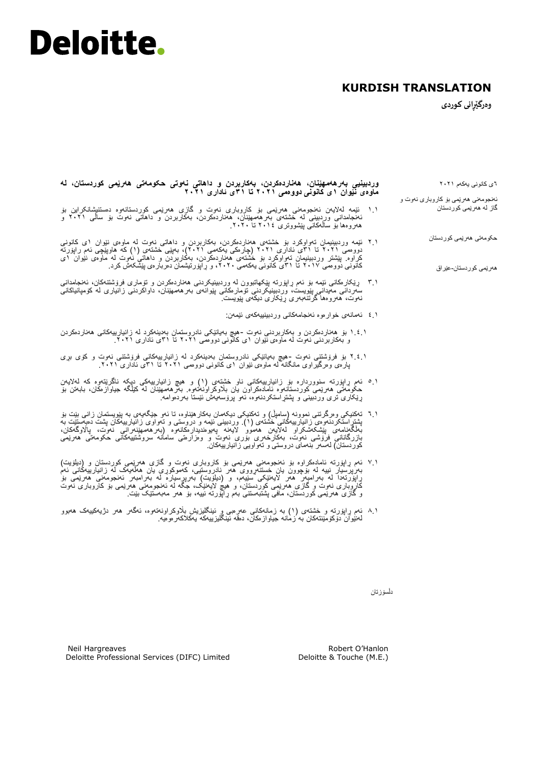# Deloitte.

**KURDISH TRANSLATION**

**وەرگێڕانی کوردی**

٦ی کانونی یەکەم ٢٠٢١

ئەنجومەنی هەرێمی بۆ کاروباری نەوت و گاز لە هەرێمی کوردستان

حکومەتی هەرێمی کوردستان

هەرێمی کوردستان-عێراق

**وردبینیی بەرهەمهێنان، هەناردەکردن، بەکاربردن و داهاتی نەوتی حکومەتی هەرێمی کوردستان، لە ماوەی نێوان ١ی کانونی دووەمی ٢٠٢١ تا ٣١ی ئاداری ٢٠٢١**

١.١ ئێمە لەلایەن ئەنجومەنی هەرێمی بۆ کاروباری نەوت و گازی هەرێمی کوردستانەوە دەستنیشانکراین بۆ ئەنجامدانی وردبینی لە خشتەی بەرهەمهێنان، هەناردەکردن، بەکاربردن و داهاتی نەوت بۆ ساڵی ٢٠٢١ و هەروەها بۆ ساڵەکانی پێشووتری ٢٠١٤ تا ٢٠٢٠.

٢.١ ئێمە وردبینیمان تەواوکرد بۆ خشتەی هەناردەکردن، بەکاربردن و داهاتی نەوت لە ماوەی نێوان ١ی کانونی دووەمی ٢٠٢١ تا ٣١ی ئاداری ٢٠٢١ (چارەکی یەکەمی ٢٠٢١)، بەپێی خشتەی (١) کە هاوپێچی ئەم ڕاپۆرتە کراوە. پێشتر وردبینیمان تەواوکرد بۆ خشتەی هەناردەکردن، بەکاربردن و داهاتی نەوت لە ماوەی نێوان ١ی کانونی دووەمی ٢٠١٧ تا ٣١ی کانونی یەکەمی ٢٠٢٠، و ڕاپۆرتیشمان دەربارەی پێشکەش کرد.

٣.١ ڕێکارەکانی ئێمە بۆ ئەم ڕاپۆرتە پێکهاتبوون لە وردبینیکردنی هەناردەکردن و تۆماری فرۆشتنەکان، ئەنجامدانی سەردانی مەیدانی پێویست، وردبینیکردنی تۆمارەکانی پێوانەی بەرهەمهێنان، داواکردنی زانیاری لە کۆمپانیاکانی نەوت، هەروەها گرتنەبەری ڕێکاری دیکەی پێویست.

٤.١ ئەمانەی خوارەوە ئەنجامەکانی وردبینییەکەی ئێمەن:

١.٤.١ بۆ هەناردەکردن و بەکاربردنی نەوت -هیچ بەیانێکی نادروستمان بەدینەکرد لە زانیارییەکانی هەناردەکردن و بەکاربردنی نەوت لە ماوەی نێوان ١ی کانونی دووەمی ٢٠٢١ تا ٣١ی ئاداری ٢٠٢١.

٢.٤.١ بۆ فرۆشتنی نەوت -هیچ بەیانێکی نادروستمان بەدینەکرد لە زانیارییەکانی فرۆشتنی نەوت و کۆی بڕی پارەی وەرگیراوی مانگانە لە ماوەی نێوان ١ی کانونی دووەمی ٢٠٢١ تا ٣١ی ئاداری ٢٠٢١.

٥.١ ئەم ڕاپۆرتە سنووردارە بۆ زانیارییەکانی ناو خشتەی (١) و هیچ زانیارییەکی دیکە ناگرێتەوە کە لەلایەن حکومەتی هەرێمی کوردستانەوە ئامادەکراون یان بڵاوکراونەتەوە. بەرهەمهێنان لە کێڵگە جیاوازەکان، بابەتێ بۆ ڕێکاری تری وردبینی و پشتراستکردنەوە، ئەو پرۆسەیەش ئێستا بەردەوامە.

٦.١ تەکنیکی وەرگرتنی نموونە (سامپڵ) و تەکنیکی دیکەمان بەکارهێناوە، تا ئەو جێگەیەی بە پێویستمان زانی بێت بۆ پشتڕاستکردنەوەی زانیارییەکانی خشتەی (١). وردبینی ئێمە و دروستی و تەواوی زانیارییەکان پشت دەبەستێت بە بەڵگەنامەی پێشکەشکراو لەلایەن هەموو لایەنە پەیوەندیدارەکانەوە (بەرهەمهێنەرانی نەوت، پاڵاوگەکان، بازرگانانی فرۆشی نەوت، بەکارخەری بۆری نەوت و وەزارەتی سامانە سروشتییەکانی حکومەتی هەرێمی کوردستان) لەسەر بنەمای دروستی و تەواویی زانیارییەکان.

٧.١ ئەم ڕاپۆرتە ئامادەکراوە بۆ ئەنجومەنی هەرێمی بۆ کاروباری نەوت و گازی هەرێمی کوردستان و (دیلۆیت) بەرپرسیار نییە لە بۆچوون یان خستنەڕووی هەر نادروستییەک، کەموکوڕی یان هەڵەیەک لە زانیارییەکانی ئەم ڕاپۆرتەدا لە بەرامبەر هەر لایەنێکی سێیەم، و (دیلۆیت) بەرپرسیارە لە بەرامبەر ئەنجومەنی هەرێمی بۆ کاروباری نەوت و گازی هەرێمی کوردستان، و هیچ لایەنێک، جگە لە ئەنجومەنی هەرێمی بۆ کاروباری نەوت و گازی هەرێمی کوردستان، مافی پشتبەستنی بەم ڕاپۆرتە نییە، بۆ هەر مەبەستێک بێت.

٨.١ ئەم ڕاپۆرتە و خشتەی (١) بە زمانەکانی عەرەبی و ئینگلیزیش بڵاوکراونەتەوە، ئەگەر هەر دژیەکییەک هەبوو لەنێوان دۆکۆمێنتەکان بە زمانە جیاوازەکان، دەقە ئینگلیزییەکە یەکلاکەرەوەیە.

دڵسۆزتان

Neil Hargreaves
Deloitte Professional Services (DIFC) Limited

Robert O'Hanlon
Deloitte & Touche (M.E.)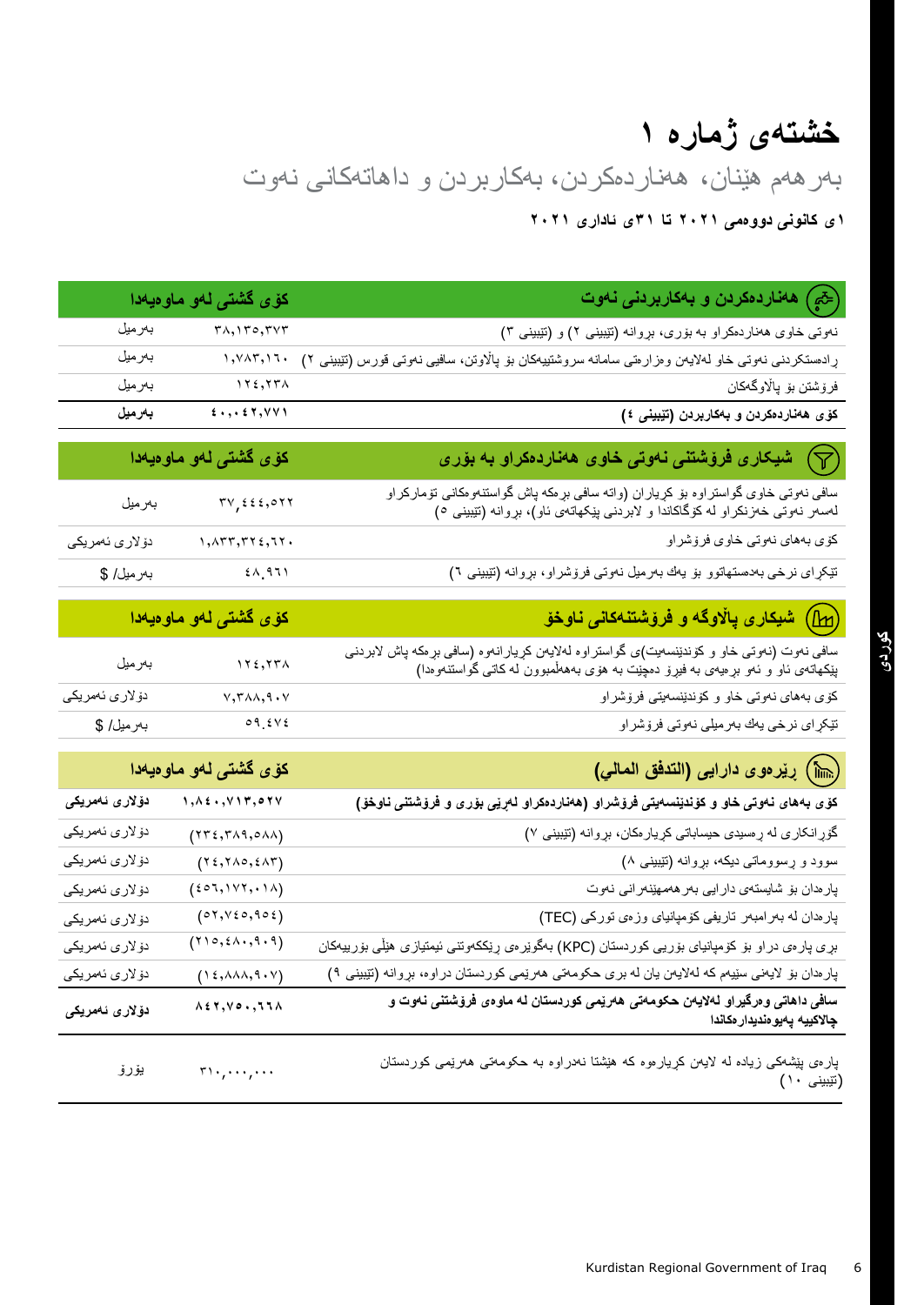# خشتەی ژمارە ١

## بەرهەم هێنان، هەناردەکردن، بەکاربردن و داهاتەکانی نەوت

**١ی کانونی دووەمی ٢٠٢١ تا ٣١ی ئاداری ٢٠٢١**

| هەناردەکردن و بەکاربردنی نەوت | کۆی گشتی لەو ماوەیەدا | |
|---|---|---|
| نەوتی خاوی هەناردەکراو بە بۆری، بڕوانە (تێبینی ٢) و (تێبینی ٣) | ٣٨,١٣٥,٣٧٣ | بەرمیل |
| ڕادەستکردنی نەوتی خاو لەلایەن وەزارەتی سامانە سروشتییەکان بۆ پاڵاوتن، سافیی نەوتی قورس (تێبینی ٢) | ١,٧٨٣,١٦٠ | بەرمیل |
| فرۆشتن بۆ پاڵاوگەکان | ١٢٤,٢٣٨ | بەرمیل |
| **کۆی هەناردەکردن و بەکاربردن (تێبینی ٤)** | **٤٠,٠٤٢,٧٧١** | **بەرمیل** |

| شیکاری فرۆشتنی نەوتی خاوی هەناردەکراو بە بۆری | کۆی گشتی لەو ماوەیەدا | |
|---|---|---|
| سافی نەوتی خاوی گواستراوە بۆ کڕیاران (واتە سافی بڕەکە پاش گواستنەوەکانی تۆمارکراو لەسەر نەوتی خەزنکراو لە کۆگاکاندا و لابردنی پێکهاتەی ئاو)، بڕوانە (تێبینی ٥) | ٣٧,٤٤٤,٥٢٢ | بەرمیل |
| کۆی بەهای نەوتی خاوی فرۆشراو | ١,٨٣٣,٣٢٤,٦٢٠ | دۆلاری ئەمریکی |
| تێکڕای نرخی بەدەستهاتوو بۆ یەك بەرمیل نەوتی فرۆشراو، بڕوانە (تێبینی ٦) | ٤٨.٩٦١ | بەرمیل/ $ |

| شیکاری پاڵاوگە و فرۆشتنەکانی ناوخۆ | کۆی گشتی لەو ماوەیەدا | |
|---|---|---|
| سافی نەوت (نەوتی خاو و کۆندێنسەیت)ی گواستراوە لەلایەن کڕیارانەوە (سافی بڕەکە پاش لابردنی پێکهاتەی ئاو و ئەو بڕەیەی بە فیڕۆ دەچێت بە هۆی بەهەڵمبوون لە کاتی گواستنەوەدا) | ١٢٤,٢٣٨ | بەرمیل |
| کۆی بەهای نەوتی خاو و کۆندێنسەیتی فرۆشراو | ٧,٣٨٨,٩٠٧ | دۆلاری ئەمریکی |
| تێکڕای نرخی یەك بەرمیلی نەوتی فرۆشراو | ٥٩.٤٧٤ | بەرمیل/ $ |

| ڕێرەوی دارایی (التدفق المالي) | کۆی گشتی لەو ماوەیەدا | |
|---|---|---|
| **کۆی بەهای نەوتی خاو و کۆندێنسەیتی فرۆشراو (هەناردەکراو لەڕێی بۆری و فرۆشتنی ناوخۆ)** | **١,٨٤٠,٧١٣,٥٢٧** | **دۆلاری ئەمریکی** |
| گۆڕانکاری لە ڕەسیدی حیساباتی کڕیارەکان، بڕوانە (تێبینی ٧) | (٢٣٤,٣٨٩,٥٨٨) | دۆلاری ئەمریکی |
| سوود و ڕسووماتی دیکە، بڕوانە (تێبینی ٨) | (٢٤,٢٨٥,٤٨٣) | دۆلاری ئەمریکی |
| پارەدان بۆ شایستەی دارایی بەرهەمهێنەرانی نەوت | (٤٥٦,١٧٢,٠١٨) | دۆلاری ئەمریکی |
| پارەدان لە بەرامبەر تاریفی کۆمپانیای وزەی تورکی (TEC) | (٥٢,٧٤٥,٩٥٤) | دۆلاری ئەمریکی |
| بڕی پارەی دراو بۆ کۆمپانیای بۆریی کوردستان (KPC) بەگوێرەی ڕێککەوتنی ئیمتیازی هێڵی بۆرییەکان | (٢١٥,٤٨٠,٩٠٩) | دۆلاری ئەمریکی |
| پارەدان بۆ لایەنی سێیەم کە لەلایەن یان لە بری حکومەتی هەرێمی کوردستان دراوە، بڕوانە (تێبینی ٩) | (١٤,٨٨٨,٩٠٧) | دۆلاری ئەمریکی |
| **سافی داهاتی وەرگیراو لەلایەن حکومەتی هەرێمی کوردستان لە ماوەی فرۆشتنی نەوت و چالاکییە پەیوەندیدارەکاندا** | **٨٤٢,٧٥٠,٦٦٨** | **دۆلاری ئەمریکی** |
| پارەی پێشەکی زیادە لە لایەن کڕیارەوە کە هێشتا نەدراوە بە حکومەتی هەرێمی کوردستان (تێبینی ١٠) | ٣١٠,٠٠٠,٠٠٠ | یۆرۆ |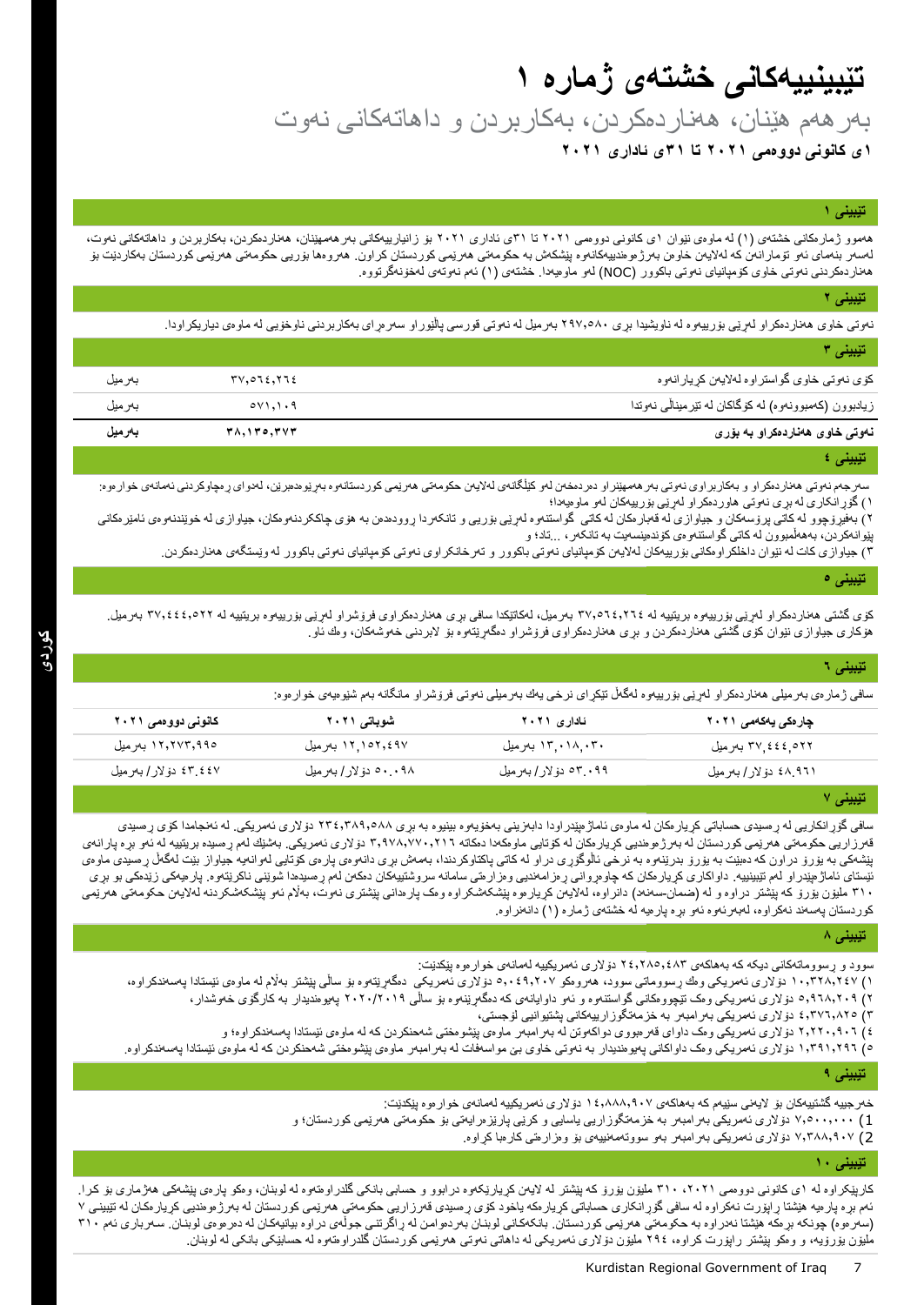# تێبینییەکانی خشتەی ژمارە ١

## بەرهەم هێنان، هەناردەکردن، بەکاربردن و داهاتەکانی نەوت

**١ی کانونی دووەمی ٢٠٢١ تا ٣١ی ئاداری ٢٠٢١**

### تێبینی ١

هەموو ژمارەکانی خشتەی (١) لە ماوەی نێوان ١ی کانونی دووەمی ٢٠٢١ تا ٣١ی ئاداری ٢٠٢١ بۆ زانیارییەکانی بەرهەمهێنان، هەناردەکردن، بەکاربردن و داهاتەکانی نەوت، لەسەر بنەمای ئەو تۆمارانەن کە لەلایەن خاوەن بەرژەوەندییەکانەوە پێشکەش بە حکومەتی هەرێمی کوردستان کراون. هەروەها بۆریی حکومەتی هەرێمی کوردستان بەکاردێت بۆ هەناردەکردنی نەوتی خاوی کۆمپانیای نەوتی باکوور (NOC) لەو ماوەیەدا. خشتەی (١) ئەم نەوتەی لەخۆنەگرتووە.

### تێبینی ٢

نەوتی خاوی هەناردەکراو لەڕێی بۆرییەوە لە ناویشیدا بڕی ٢٩٧,٥٨٠ بەرمیل لە نەوتی قورسی پاڵێوراو سەرەڕای بەکاربردنی ناوخۆیی لە ماوەی دیاریکراودا.

### تێبینی ٣

| | | |
|---|---|---|
| کۆی نەوتی خاوی گواستراوە لەلایەن کڕیارانەوە | ٣٧,٥٦٤,٢٦٤ | بەرمیل |
| زیادبوون (کەمبوونەوە) لە کۆگاکان لە تێرمیناڵی نەوتدا | ٥٧١,١٠٩ | بەرمیل |
| **نەوتی خاوی هەناردەکراو بە بۆری** | **٣٨,١٣٥,٣٧٣** | **بەرمیل** |

### تێبینی ٤

سەرجەم نەوتی هەناردەکراو و بەکاربراوی نەوتی بەرهەمهێنراو دەردەخەن لەو کێڵگانەی لەلایەن حکومەتی هەرێمی کوردستانەوە بەڕێوەدەبرێن، لەدوای ڕەچاوکردنی ئەمانەی خوارەوە:

١) گۆڕانکاری لە بڕی نەوتی هاوردەکراو لەڕێی بۆرییەکان لەو ماوەیەدا؛

٢) بەهێرۆچوو لە کاتی پرۆسەکان و جیاوازی لە قەبارەکان لە کاتی گواستنەوە لەڕێی بۆریی و تانکەردا ڕوودەدەن بە هۆی چاککردنەوەکان، جیاوازی لە خوێندنەوەی ئامێرەکانی پێوانەکردن، بەهەڵمبوون لە کاتی گواستنەوەی کۆندەنسەیت بە تانکەر، ...تاد؛ و

٣) جیاوازی کات لە نێوان داخلکراوەکانی بۆرییەکان لەلایەن کۆمپانیای نەوتی باکوور و تەرخانکراوی نەوتی کۆمپانیای نەوتی باکوور لە وێستگەی هەناردەکردن.

### تێبینی ٥

کۆی گشتی هەناردەکراو لەڕێی بۆرییەوە بریتییە لە ٣٧,٥٦٤,٢٦٤ بەرمیل، لەکاتێکدا سافی بڕی هەناردەکراوی فرۆشراو لەڕێی بۆرییەوە بریتییە لە ٣٧,٤٤٤,٥٢٢ بەرمیل. هۆکاری جیاوازی نێوان کۆی گشتی هەناردەکردن و بڕی هەناردەکراوی فرۆشراو دەگەڕێتەوە بۆ لابردنی خەوشەکان، وەک ئاو.

### تێبینی ٦

سافی ژمارەی بەرمیلی هەناردەکراو لەڕێی بۆرییەوە لەگەڵ تێکڕای نرخی یەک بەرمیلی نەوتی فرۆشراو مانگانە بەم شێوەیەی خوارەوە:

| چارەکی یەکەمی ٢٠٢١ | ئاداری ٢٠٢١ | شوباتی ٢٠٢١ | کانونی دووەمی ٢٠٢١ |
|---|---|---|---|
| ٣٧,٤٤٤,٥٢٢ بەرمیل | ١٣,٠١٨,٠٣٠ بەرمیل | ١٢,١٥٢,٤٩٧ بەرمیل | ١٢,٢٧٣,٩٩٥ بەرمیل |
| ٤٨.٩٦١ دۆلار/ بەرمیل | ٥٣.٠٩٩ دۆلار/ بەرمیل | ٥٠.٠٩٨ دۆلار/ بەرمیل | ٤٣.٤٤٧ دۆلار/ بەرمیل |

### تێبینی ٧

سافی گۆڕانکاریی لە ڕەسیدی حساباتی کڕیارەکان لە ماوەی ئاماژەپێدراودا دابەزینی بەخۆیەوە بینیوە بە بڕی ٢٣٤,٣٨٩,٥٨٨ دۆلاری ئەمریکی. لە ئەنجامدا کۆی ڕەسیدی قەرزاریی حکومەتی هەرێمی کوردستان لە بەرژەوەندیی کڕیارەکان لە کۆتایی ماوەکەدا دەکاتە ٣,٩٧٨,٧٧٠,٢١٦ دۆلاری ئەمریکی. بەشێک لەم ڕەسیدە بریتییە لە ئەو برە پارانەی پێشەکی بە پۆزو دراون کە دەبێت بە پۆزو بدرێنەوە بە نرخی ئاڵوگۆڕی دراو لە کاتی پاکتاوکردندا، بەمەش بڕی دانەوەی پارەی کۆتایی لەوانەیە جیاواز بێت لەگەڵ ڕەسیدی ماوەی ئێستای ئاماژەپێدراو لەم تێبینییە. داواکاری کڕیارەکان کە چاوەڕوانی ڕەزامەندیی وەزارەتی سامانە سروشتییەکان دەکەن لەم ڕەسیدەدا شوێنی ناکرێتەوە. پارەیەکی زێدەکی بە بڕی ٣١٠ ملیۆن یۆرۆ کە پێشتر دراوە و لە (ضمان-سەنەد) دانراوە، لەلایەن کڕیارەوە پێشکەشکراوە وەک پارەدانی پێشتری نەوت، بەڵام ئەو پێشکەشکردنە لەلایەن حکومەتی هەرێمی کوردستان پەسەند نەکراوە، لەبەرئەوە ئەو برە پارەیە لە خشتەی ژمارە (١) دانەنراوە.

### تێبینی ٨

سوود و ڕسووماتەکانی دیکە کە بەهاکەی ٢٤,٢٨٥,٤٨٣ دۆلاری ئەمریکییە لەمانەی خوارەوە پێکدێت:

١) ١٠,٣٢٨,٢٤٧ دۆلاری ئەمریکی وەک ڕسووماتی سوود، هەروەکو ٥,٠٤٩,٢٠٧ دۆلاری ئەمریکی دەگەڕێتەوە بۆ ساڵی پێشتر بەڵام لە ماوەی ئێستادا پەسەندکراوە،

٢) ٥,٩٦٨,٢٠٩ دۆلاری ئەمریکی وەک تێچووەکانی گواستنەوە و ئەو داوایانەی کە دەگەڕێنەوە بۆ ساڵی ٢٠١٩/٢٠٢٠ پەیوەندیدار بە کارگۆی خەوشدار،

٣) ٤,٣٧٦,٨٢٥ دۆلاری ئەمریکی بەرامبەر بە خزمەتگوزارییەکانی پشتیوانیی لۆجستی،

٤) ٢,٢٢٠,٩٠٦ دۆلاری ئەمریکی وەک داوای قەرەبووی دواکەوتن لە بەرامبەر ماوەی پێشوەختی شەحنکردن کە لە ماوەی ئێستادا پەسەندکراوە؛ و

٥) ١,٣٩١,٢٩٦ دۆلاری ئەمریکی وەک داواکانی پەیوەندیدار بە نەوتی خاوی بێ مواسەفات لە بەرامبەر ماوەی پێشوەختی شەحنکردن کە لە ماوەی ئێستادا پەسەندکراوە.

### تێبینی ٩

خەرجییە گشتییەکان بۆ لایەنی سێیەم کە بەهاکەی ١٤,٨٨٨,٩٠٧ دۆلاری ئەمریکییە لەمانەی خوارەوە پێکدێت:

1) ٧,٥٠٠,٠٠٠ دۆلاری ئەمریکی بەرامبەر بە خزمەتگوزاریی یاسایی و کرێی پارێزەرایەتی بۆ حکومەتی هەرێمی کوردستان؛ و

2) ٧,٣٨٨,٩٠٧ دۆلاری ئەمریکی بەرامبەر بەو سووتەمەنییەی بۆ وەزارەتی کارەبا کراوە.

### تێبینی ١٠

کارپێکراوە لە ١ی کانونی دووەمی ٢٠٢١، ٣١٠ ملیۆن یۆرۆ کە پێشتر لە لایەن کڕیارێکەوە دراببوو و حسابی بانکی گلدراوەتەوە لە لوبنان، وەکو پارەی پێشەکی هەژماری بۆ کرا. ئەم برە پارەیە هێشتا ڕاپۆرت نەکراوە لە سافی گۆڕانکاری حساباتی کڕیارەکە یاخود کۆی ڕەسیدی قەرزاریی حکومەتی هەرێمی کوردستان لە بەرژەوەندیی کڕیارەکان لە تێبینی ٧ (سەرەوە) چونکە بڕەکە هێشتا نەدراوە بە حکومەتی هەرێمی کوردستان. بانکەکانی لوبنان بەردەوامن لە ڕاگرتنی جوڵەی دراوە بیانییەکان لە دەرەوەی لوبنان. سەرباری ئەم ٣١٠ ملیۆن یۆرۆیە، و وەکو پێشتر ڕاپۆرت کراوە، ٢٩٤ ملیۆن دۆلاری ئەمریکی لە داهاتی نەوتی هەرێمی کوردستان گلدراوەتەوە لە حسابێکی بانکی لە لوبنان.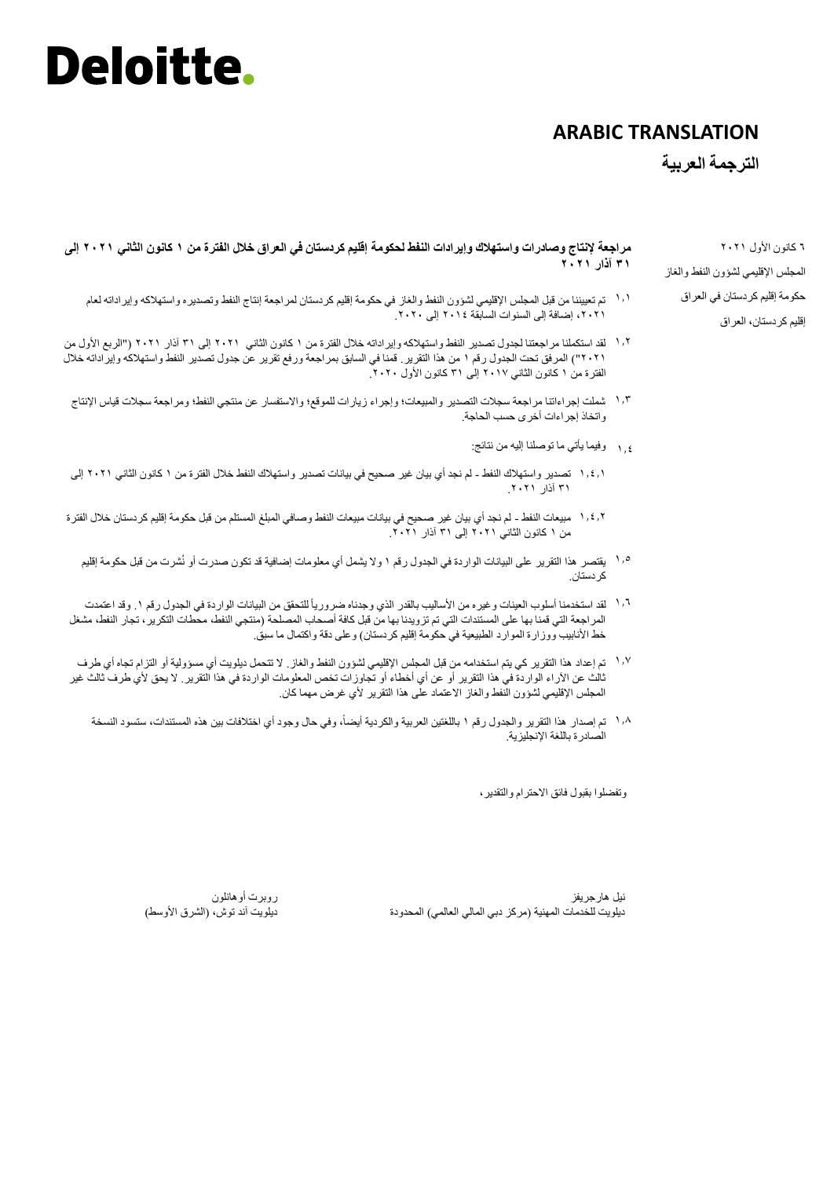# Deloitte.

**ARABIC TRANSLATION**

**الترجمة العربية**

٦ كانون الأول ٢٠٢١

المجلس الإقليمي لشؤون النفط والغاز

حكومة إقليم كردستان في العراق

إقليم كردستان، العراق

**مراجعة لإنتاج وصادرات واستهلاك وإيرادات النفط لحكومة إقليم كردستان في العراق خلال الفترة من ١ كانون الثاني ٢٠٢١ إلى ٣١ آذار ٢٠٢١**

١,١ تم تعييننا من قبل المجلس الإقليمي لشؤون النفط والغاز في حكومة إقليم كردستان لمراجعة إنتاج النفط وتصديره واستهلاكه وإيراداته لعام ٢٠٢١، إضافة إلى السنوات السابقة ٢٠١٤ إلى ٢٠٢٠.

١,٢ لقد استكملنا مراجعتنا لجدول تصدير النفط واستهلاكه وإيراداته خلال الفترة من ١ كانون الثاني ٢٠٢١ إلى ٣١ آذار ٢٠٢١ ("الربع الأول من ٢٠٢١") المرفق تحت الجدول رقم ١ من هذا التقرير. قمنا في السابق بمراجعة ورفع تقرير عن جدول تصدير النفط واستهلاكه وإيراداته خلال الفترة من ١ كانون الثاني ٢٠١٧ إلى ٣١ كانون الأول ٢٠٢٠.

١,٣ شملت إجراءاتنا مراجعة سجلات التصدير والمبيعات؛ وإجراء زيارات للموقع؛ والاستفسار عن منتجي النفط؛ ومراجعة سجلات قياس الإنتاج واتخاذ إجراءات أخرى حسب الحاجة.

١,٤ وفيما يأتي ما توصلنا إليه من نتائج:

١,٤,١ تصدير واستهلاك النفط - لم نجد أي بيان غير صحيح في بيانات تصدير واستهلاك النفط خلال الفترة من ١ كانون الثاني ٢٠٢١ إلى ٣١ آذار ٢٠٢١.

١,٤,٢ مبيعات النفط - لم نجد أي بيان غير صحيح في بيانات مبيعات النفط وصافي المبلغ المستلم من قبل حكومة إقليم كردستان خلال الفترة من ١ كانون الثاني ٢٠٢١ إلى ٣١ آذار ٢٠٢١.

١,٥ يقتصر هذا التقرير على البيانات الواردة في الجدول رقم ١ ولا يشمل أي معلومات إضافية قد تكون صدرت أو نُشرت من قبل حكومة إقليم كردستان.

١,٦ لقد استخدمنا أسلوب العينات وغيره من الأساليب بالقدر الذي وجدناه ضرورياً للتحقق من البيانات الواردة في الجدول رقم ١. وقد اعتمدت المراجعة التي قمنا بها على المستندات التي تم تزويدنا بها من قبل كافة أصحاب المصلحة (منتجي النفط، محطات التكرير، تجار النفط، مشغل خط الأنابيب ووزارة الموارد الطبيعية في حكومة إقليم كردستان) وعلى دقة واكتمال ما سبق.

١,٧ تم إعداد هذا التقرير كي يتم استخدامه من قبل المجلس الإقليمي لشؤون النفط والغاز. لا تتحمل ديلويت أي مسؤولية أو التزام تجاه أي طرف ثالث عن الآراء الواردة في هذا التقرير أو عن أي أخطاء أو تجاوزات تخص المعلومات الواردة في هذا التقرير. لا يحق لأي طرف ثالث غير المجلس الإقليمي لشؤون النفط والغاز الاعتماد على هذا التقرير لأي غرض مهما كان.

١,٨ تم إصدار هذا التقرير والجدول رقم ١ باللغتين العربية والكردية أيضاً، وفي حال وجود أي اختلافات بين هذه المستندات، ستسود النسخة الصادرة باللغة الإنجليزية.

وتفضلوا بقبول فائق الاحترام والتقدير،

نيل هارجريفز
ديلويت للخدمات المهنية (مركز دبي المالي العالمي) المحدودة

روبرت أوهانلون
ديلويت آند توش، (الشرق الأوسط)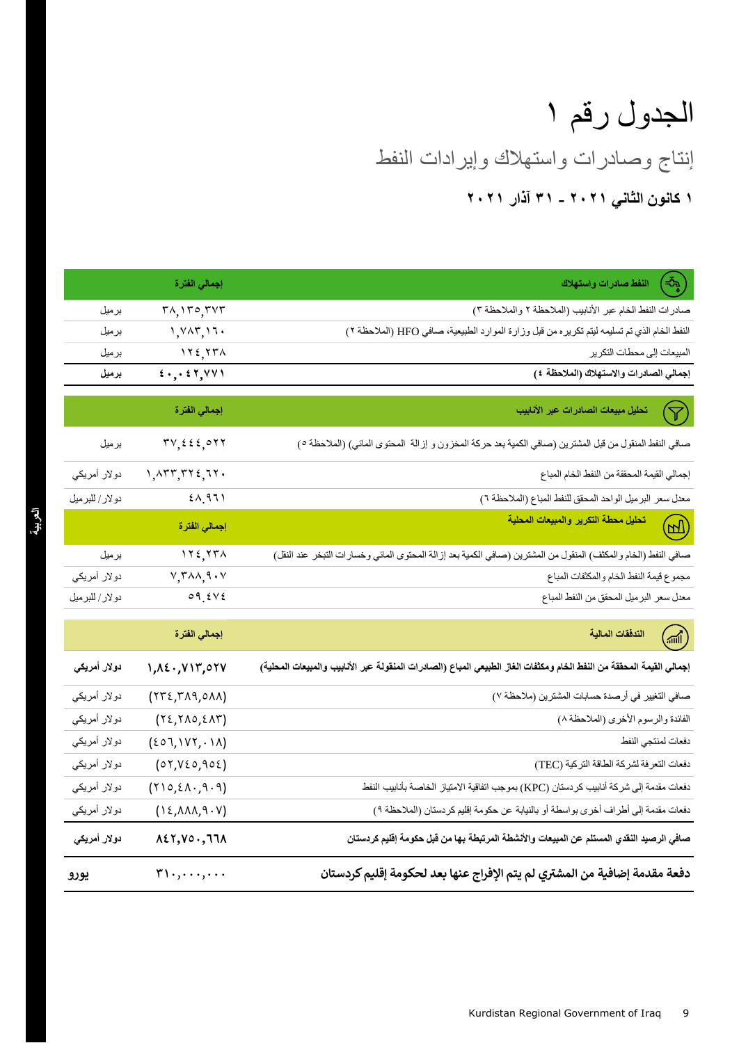# الجدول رقم ١

## إنتاج وصادرات واستهلاك وإيرادات النفط

**١ كانون الثاني ٢٠٢١ ـ ٣١ آذار ٢٠٢١**

| النفط صادرات واستهلاك | إجمالي الفترة | |
|---|---|---|
| صادرات النفط الخام عبر الأنابيب (الملاحظة ٢ والملاحظة ٣) | ٣٨,١٣٥,٣٧٣ | برميل |
| النفط الخام الذي تم تسليمه ليتم تكريره من قبل وزارة الموارد الطبيعية، صافي HFO (الملاحظة ٢) | ١,٧٨٣,١٦٠ | برميل |
| المبيعات إلى محطات التكرير | ١٢٤,٢٣٨ | برميل |
| **إجمالي الصادرات والاستهلاك (الملاحظة ٤)** | **٤٠,٠٤٢,٧٧١** | **برميل** |

| تحليل مبيعات الصادرات عبر الأنابيب | إجمالي الفترة | |
|---|---|---|
| صافي النفط المنقول من قبل المشترين (صافي الكمية بعد حركة المخزون و إزالة المحتوى المائي) (الملاحظة ٥) | ٣٧,٤٤٤,٥٢٢ | برميل |
| إجمالي القيمة المحققة من النفط الخام المباع | ١,٨٣٣,٣٢٤,٦٢٠ | دولار أمريكي |
| معدل سعر البرميل الواحد المحقق للنفط المباع (الملاحظة ٦) | ٤٨.٩٦١ | دولار/ للبرميل |

| تحليل محطة التكرير والمبيعات المحلية | إجمالي الفترة | |
|---|---|---|
| صافي النفط (الخام والمكثف) المنقول من المشترين (صافي الكمية بعد إزالة المحتوى المائي وخسارات التبخر عند النقل) | ١٢٤,٢٣٨ | برميل |
| مجموع قيمة النفط الخام والمكثفات المباع | ٧,٣٨٨,٩٠٧ | دولار أمريكي |
| معدل سعر البرميل المحقق من النفط المباع | ٥٩.٤٧٤ | دولار/ للبرميل |

| التدفقات المالية | إجمالي الفترة | |
|---|---|---|
| **إجمالي القيمة المحققة من النفط الخام ومكثفات الغاز الطبيعي المباع (الصادرات المنقولة عبر الأنابيب والمبيعات المحلية)** | **١,٨٤٠,٧١٣,٥٢٧** | **دولار أمريكي** |
| صافي التغيير في أرصدة حسابات المشترين (ملاحظة ٧) | (٢٣٤,٣٨٩,٥٨٨) | دولار أمريكي |
| الفائدة والرسوم الأخرى (الملاحظة ٨) | (٢٤,٢٨٥,٤٨٣) | دولار أمريكي |
| دفعات لمنتجي النفط | (٤٥٦,١٧٢,٠١٨) | دولار أمريكي |
| دفعات التعرفة لشركة الطاقة التركية (TEC) | (٥٢,٧٤٥,٩٥٤) | دولار أمريكي |
| دفعات مقدمة إلى شركة أنابيب كردستان (KPC) بموجب اتفاقية الامتياز الخاصة بأنابيب النفط | (٢١٥,٤٨٠,٩٠٩) | دولار أمريكي |
| دفعات مقدمة إلى أطراف أخرى بواسطة أو بالنيابة عن حكومة إقليم كردستان (الملاحظة ٩) | (١٤,٨٨٨,٩٠٧) | دولار أمريكي |
| **صافي الرصيد النقدي المستلم عن المبيعات والأنشطة المرتبطة بها من قبل حكومة إقليم كردستان** | **٨٤٢,٧٥٠,٦٦٨** | **دولار أمريكي** |
| **دفعة مقدمة إضافية من المشتري لم يتم الإفراج عنها بعد لحكومة إقليم كردستان** | **٣١٠,٠٠٠,٠٠٠** | **يورو** |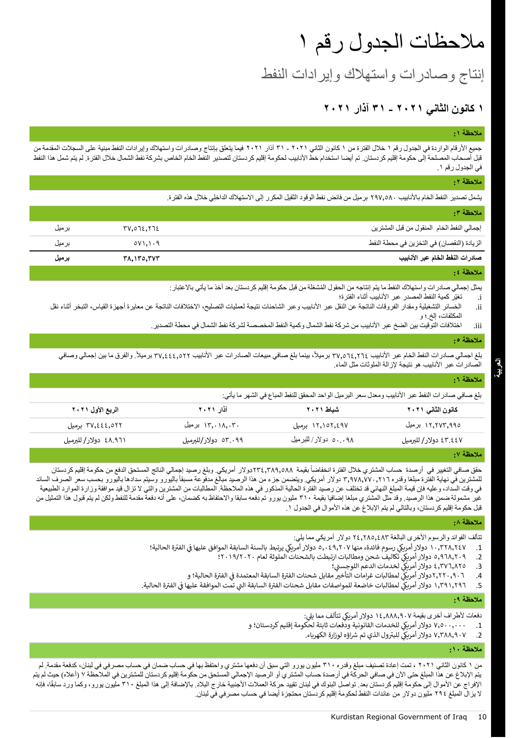# ملاحظات الجدول رقم ١

## إنتاج وصادرات واستهلاك وإيرادات النفط

### ١ كانون الثاني ٢٠٢١ ـ ٣١ آذار ٢٠٢١

**ملاحظة ١:**

جميع الأرقام الواردة في الجدول رقم ١ خلال الفترة من ١ كانون الثاني ٢٠٢١ - ٣١ آذار ٢٠٢١ فيما يتعلق بإنتاج وصادرات واستهلاك وإيرادات النفط مبنية على السجلات المقدمة من قبل أصحاب المصلحة إلى حكومة إقليم كردستان. تم أيضا استخدام خط الأنابيب لحكومة إقليم كردستان لتصدير النفط الخام الخاص بشركة نفط الشمال خلال الفترة. لم يتم شمل هذا النفط في الجدول رقم ١.

**ملاحظة ٢:**

يشمل تصدير النفط الخام بالأنابيب ٢٩٧,٥٨٠ برميل من فائض نفط الوقود الثقيل المكرر إلى الاستهلاك الداخلي خلال هذه الفترة.

**ملاحظة ٣:**

| | | |
|---|---|---|
| إجمالي النفط الخام المنقول من قبل المشترين | ٣٧,٥٦٤,٢٦٤ | برميل |
| الزيادة (النقصان) في التخزين في محطة النفط | ٥٧١,١٠٩ | برميل |
| **صادرات النفط الخام عبر الأنابيب** | **٣٨,١٣٥,٣٧٣** | **برميل** |

**ملاحظة ٤:**

يمثل إجمالي صادرات واستهلاك النفط ما يتم إنتاجه من الحقول المُشغلة من قبل حكومة إقليم كردستان بعد أخذ ما يأتي بالاعتبار:

i. تغيّر كمية النفط المصدر عبر الأنابيب أثناء الفترة؛
ii. الخسائر التشغيلية ومقدار الفروقات الناتجة عن النقل عبر الأنابيب وعبر الشاحنات نتيجة لعمليات التصليح، الاختلافات الناتجة عن معايرة أجهزة القياس، التبخر أثناء نقل المكثفات، إلخ.؛ و
iii. اختلافات التوقيت بين الضخ عبر الأنابيب من شركة نفط الشمال وكمية النفط المخصصة لشركة نفط الشمال في محطة التصدير.

**ملاحظة ٥:**

بلغ اجمالي صادرات النفط الخام عبر الأنابيب ٣٧,٥٦٤,٢٦٤ برميلاً، بينما بلغ صافي مبيعات الصادرات عبر الأنابيب ٣٧,٤٤٤,٥٢٢ برميلاً. والفرق ما بين إجمالي وصافي الصادرات عبر الأنابيب هو نتيجة لإزالة الملوثات مثل الماء.

**ملاحظة ٦:**

بلغ صافي صادرات النفط عبر الأنابيب ومعدل سعر البرميل الواحد المحقق للنفط المباع في الشهر ما يأتي:

| كانون الثاني ٢٠٢١ | شباط ٢٠٢١ | آذار ٢٠٢١ | الربع الأول ٢٠٢١ |
|---|---|---|---|
| ١٢,٢٧٣,٩٩٥ برميل | ١٢,١٥٢,٤٩٧ برميل | ١٣,٠١٨,٠٣٠ برميل | ٣٧,٤٤٤,٥٢٢ برميل |
| ٤٣.٤٤٧ دولار/ للبرميل | ٥٠.٠٩٨ دولار/ للبرميل | ٥٣.٠٩٩ دولار/للبرميل | ٤٨.٩٦١ دولار/ للبرميل |

**ملاحظة ٧:**

حقق صافي التغيير في أرصدة حساب المشتري خلال الفترة انخفاضاً بقيمة ٢٣٤,٣٨٩,٥٨٨دولار أمريكي. وبلغ رصيد إجمالي الناتج المستحق الدفع من حكومة إقليم كردستان للمشترين في نهاية الفترة مبلغا وقدره ٣,٩٧٨,٧٧٠,٢١٦ دولار أمريكي. ويتضمن جزء من هذا الرصيد مبالغ مدفوعة مسبقاً باليورو وسيتم سدادها باليورو بحسب سعر الصرف السائد في وقت السداد، وعليه فإن قيمة المبلغ النهائي قد تختلف عن رصيد الفترة الحالية المذكور في هذه الملاحظة. المطالبات من المشترين والتي لا تزال قيد موافقة وزارة الموارد الطبيعية غير مشمولة ضمن هذا الرصيد. وقد مثل المشتري مبلغا إضافيا بقيمة ٣١٠ مليون يورو تم دفعه سابقا والاحتفاظ به كضمان، على أنه دفعة مقدمة للنفط ولكن لم يتم قبول هذا التمثيل من قبل حكومة إقليم كردستان، وبالتالي لم يتم الإبلاغ عن هذه الأموال في الجدول ١.

**ملاحظة ٨:**

تتألف الفوائد والرسوم الأخرى البالغة ٢٤,٢٨٥,٤٨٣ دولار أمريكي مما يلي:

1. ١٠,٣٢٨,٢٤٧ دولار أمريكي رسوم فائدة، منها ٥,٠٤٩,٢٠٧ دولار أمريكي يرتبط بالسنة السابقة الموافق عليها في الفترة الحالية؛
2. ٥,٩٦٨,٢٠٩ دولار أمريكي تكاليف شحن ومطالبات ارتبطت بالشحنات الملوثة لعام ٢٠١٩/٢٠٢٠؛
3. ٤,٣٧٦,٨٢٥ دولار أمريكي لخدمات الدعم اللوجستي؛
4. ٢,٢٢٠,٩٠٦دولار أمريكي لمطالبات غرامات التأخير مقابل شحنات الفترة السابقة المعتمدة في الفترة الحالية؛ و
5. ١,٣٩١,٢٩٦ دولار أمريكي لمطالبات خاضعة للمواصفات مقابل شحنات الفترة السابقة التي تمت الموافقة عليها في الفترة الحالية.

**ملاحظة ٩:**

دفعات لأطراف أخرى بقيمة ١٤,٨٨٨,٩٠٧ دولار أمريكي تتألف مما يلي:

1. ٧,٥٠٠,٠٠٠ دولار أمريكي للخدمات القانونية ودفعات ثابتة لحكومة إقليم كردستان؛ و
2. ٧,٣٨٨,٩٠٧ دولار أمريكي للبترول الذي تم شراؤه لوزارة الكهرباء.

**ملاحظة ١٠:**

من ١ كانون الثاني ٢٠٢١ ، تمت إعادة تصنيف مبلغ وقدره ٣١٠ مليون يورو التي سبق أن دفعها مشتري واحتفظ بها في حساب ضمان في حساب مصرفي في لبنان، كدفعة مقدمة. لم يتم الإبلاغ عن هذا المبلغ حتى الآن في صافي الحركة في أرصدة حساب المشتري أو الرصيد الإجمالي المستحق من حكومة إقليم كردستان للمشترين في الملاحظة ٧ (أعلاه) حيث لم يتم الإفراج عن الأموال إلى حكومة إقليم كردستان بعد. تواصل البنوك في لبنان تقييد حركة العملات الأجنبية خارج البلاد. بالإضافة إلى هذا المبلغ ٣١٠ مليون يورو، وكما ورد سابقًا، فإنه لا يزال المبلغ ٢٩٤ مليون دولار من عائدات النفط لحكومة إقليم كردستان محتجزة أيضا في حساب مصرفي في لبنان.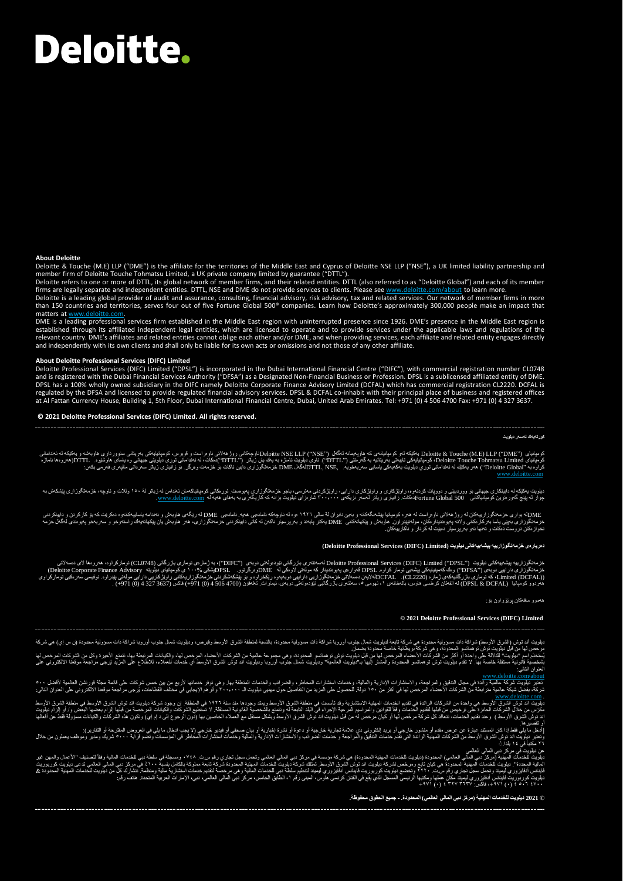# Deloitte.

**About Deloitte**

Deloitte & Touche (M.E) LLP ("DME") is the affiliate for the territories of the Middle East and Cyprus of Deloitte NSE LLP ("NSE"), a UK limited liability partnership and member firm of Deloitte Touche Tohmatsu Limited, a UK private company limited by guarantee ("DTTL").

Deloitte refers to one or more of DTTL, its global network of member firms, and their related entities. DTTL (also referred to as "Deloitte Global") and each of its member firms are legally separate and independent entities. DTTL, NSE and DME do not provide services to clients. Please see www.deloitte.com/about to learn more.

Deloitte is a leading global provider of audit and assurance, consulting, financial advisory, risk advisory, tax and related services. Our network of member firms in more than 150 countries and territories, serves four out of five Fortune Global 500® companies. Learn how Deloitte's approximately 300,000 people make an impact that matters at www.deloitte.com.

DME is a leading professional services firm established in the Middle East region with uninterrupted presence since 1926. DME's presence in the Middle East region is established through its affiliated independent legal entities, which are licensed to operate and to provide services under the applicable laws and regulations of the relevant country. DME's affiliates and related entities cannot oblige each other and/or DME, and when providing services, each affiliate and related entity engages directly and independently with its own clients and shall only be liable for its own acts or omissions and not those of any other affiliate.

**About Deloitte Professional Services (DIFC) Limited**

Deloitte Professional Services (DIFC) Limited ("DPSL") is incorporated in the Dubai International Financial Centre ("DIFC"), with commercial registration number CL0748 and is registered with the Dubai Financial Services Authority ("DFSA") as a Designated Non-Financial Business or Profession. DPSL is a sublicensed affiliated entity of DME. DPSL has a 100% wholly owned subsidiary in the DIFC namely Deloitte Corporate Finance Advisory Limited (DCFAL) which has commercial registration CL2220. DCFAL is regulated by the DFSA and licensed to provide regulated financial advisory services. DPSL & DCFAL co-inhabit with their principal place of business and registered offices at Al Fattan Currency House, Building 1, 5th Floor, Dubai International Financial Centre, Dubai, United Arab Emirates. Tel: +971 (0) 4 506 4700 Fax: +971 (0) 4 327 3637.

**© 2021 Deloitte Professional Services (DIFC) Limited. All rights reserved.**

---

**کورتەیەک لەسەر دیلۆیت**

کۆمپانیای Deloitte & Touche (M.E) LLP ("DME") بەشێکە لەو کۆمپانیانەی کە هاوپەیمانە لەگەڵ Deloitte NSE LLP ("NSE") لە ناوچەکانی ڕۆژهەڵاتی ناوەڕاست و قوبرس، کۆمپانیایەکی بەریتانی سنوورداری هاوبەشە و بەشێکە لە ئەندامانی کۆمپانیای Deloitte Touche Tohmatsu Limited، کۆمپانیایەکی تایبەتی بەریتانییە بە گەرەنتی ("DTTL"). ناوی دیلۆیت ئاماژە بە یەک یان زیاتر ("DTTL")دەکات، لە ئەندامانی تۆڕی دیلۆیتی جیهانی وە یاسای هاوبەشەوە. DTTL(هەروەها ئاماژە کراوە بە "Deloitte Global") هەر یەکێک لە ئەندامانی تۆڕی دیلۆیت یەکەیەکی یاسایی سەربەخۆیە. DTTL, NSE, و DME هیچ خزمەتگوزارییەک پێشکەش بە کڕیاران ناکەن. بۆ زانیاری زیاتر سەردانی ماڵپەڕی ئەم ماڵپەڕە بکەن:
www.deloitte.com

دیلۆیت یەکێکە لە دابینکاری جیهانی بۆ وردبینی و دووپات کردنەوە، ڕاوێژکاری و ڕاوێژکاری دارایی، ڕاوێژکردنی مەترسی، باج و خزمەتگوزاری پەیوەست. تۆڕەکانی کۆمپانیاکەمان ئەندامان لە زیاتر لە ١٥٠ وڵات و ناوچە، خزمەتگوزاری پێشکەش بە چوار لە پێنج گەورەترین کۆمپانیاکانی Fortune Global 500 دەکات. زانیاری زیاتر لەسەر نزیکەی ٣٠٠،٠٠٠ شارەزای دیلۆیت بزانە کە کاریگەری بە بەهای هەیە لە www.deloitte.com.

DME لە بواری خزمەتگوزاری ڕاوێژکاریدا یەکێکە لە هەرە کۆمپانیا پێشەنگەکانی ڕۆژهەڵاتی ناوەڕاست و بەبێ دابڕان لە ساڵی ١٩٢٦ەوە لە ناوچەکە ئامادەیی هەیە. ئامادەیی DME لە ڕێگەی هاوبەش و ئەندامە یاساییەکانەوە دەکرێت کە بۆ کارکردن و دابینکردنی خزمەتگوزاری بەپێی یاسا بەرکارەکانی وڵاتە پەیوەندیدارەکان مۆڵەتپێدراون. هاوبەش و پێکهاتەکانی DME ناتوانن یەکتر یان DME پابەند بکەن، و لە کاتی دابینکردنی خزمەتگوزاری، هەر هاوبەش یان پێکهاتەیەک ڕاستەوخۆ و سەربەخۆ لەگەڵ کڕیارەکانی خۆی گرێبەست دەکات و تەنها ئەو بەرپرسیار دەبێت لە کردار و ناکارییەکانی.

**دەربارەی خزمەتگوزارییە پیشەییەکانی دیلۆیت (Deloitte Professional Services (DIFC) Limited)**

خزمەتگوزارییە پیشەییەکانی دیلۆیت Deloitte Professional Services (DIFC) Limited ("DPSL") لە سەنتەری بازرگانی نێودەوڵەتی دوبەی ("DIFC")، بە ژمارەی تۆماری بازرگانی (CL0748) تۆمارکراوە، هەروەها لای دەسەڵاتی خزمەتگوزاری دارایی دوبەی ("DFSA") وەک کەسێکی پیشەیی تۆمار کراوە. DPSL فەرعی پەیوەندیدارە کە مۆڵەتی لاوەکی لە DME وەرگرتووە. DPSL بەشێکی ١٠٠٪ ی کۆمپانیای دیلۆیت Deloitte Corporate Finance Advisory Limited (DCFAL)، کە تۆماری بازرگانییەکەی ژمارە (CL2220). DCFAL لەلایەن دەسەڵاتی خزمەتگوزاریی دارایی دوبەیەوە ڕێکخراوە و بۆ پێشکەشکردنی خزمەتگوزارییەکانی ڕاوێژکاریی دارایی مۆڵەتی پێدراوە. نووسینگەی سەرەکیی تۆمارکراوی هەردوو کۆمپانیا (DPSL & DCFAL) لە الفتان کرنسی هاوس، باڵەخانەی ١، نهۆمی ٥، سەنتەری بازرگانی نێودەوڵەتی دوبەی، ئیمارات. تەلەفۆن (4700 506 4 (0) 971+) فاکس (3637 327 4 (0) 971+).

هەموو مافەکان پارێزراون بۆ:

**© 2021 Deloitte Professional Services (DIFC) Limited**

---

ديلويت آند توش (الشرق الأوسط) شراكة ذات مسؤولية محدودة هي شركة تابعة لديلويت شمال جنوب أوروبا شراكة ذات مسؤولية محدودة، بالنسبة لمنطقة الشرق الأوسط وقبرص، وديلويت شمال جنوب أوروبا شراكة ذات مسؤولية محدودة (ن س إي) هي شركة مرخص لها من قبل ديلويت توش توهماتسو المحدودة، وهي شركة بريطانية خاصة محدودة بضمان.

يُستخدم اسم "ديلويت" للدلالة على واحدة أو أكثر من الشركات الأعضاء المرخص لها من قبل ديلويت توش توهماتسو المحدودة، وهي مجموعة عالمية من الشركات الأعضاء المرخص لها، والكيانات المرتبطة بها، تتمتع الأخيرة وكل من الشركات المرخص لها بشخصية قانونية مستقلة خاصة بها. لا تقدم ديلويت توش توهماتسو المحدودة والمشار إليها بـ"ديلويت العالمية" وديلويت شمال جنوب أوروبا وديلويت آند توش الشرق الأوسط أي خدمات للعملاء، للاطلاع على المزيد يُرجى مراجعة موقعنا الالكتروني على العنوان التالي:
www.deloitte.com/about

تعتبر ديلويت شركة عالمية رائدة في مجال التدقيق والمراجعة، والاستشارات الإدارية والمالية، وخدمات استشارات المخاطر، والضرائب والخدمات المتعلقة بها. وهي توفر خدماتها لأربع من بين خمس شركات على قائمة مجلة فورتشن العالمية لأفضل ٥٠٠ شركة، بفضل شبكة عالمية مترابطة من الشركات الأعضاء المرخص لها في أكثر من ١٥٠ دولة. للحصول على المزيد من التفاصيل حول مهنيي ديلويت الـ ٣٠٠،٠٠٠ وأثرهم الإيجابي في مختلف القطاعات، يُرجى مراجعة موقعنا الالكتروني على العنوان التالي: www.deloitte.com .

ديلويت آند توش الشرق الأوسط هي واحدة من الشركات الرائدة في تقديم الخدمات المهنية الاستشارية وقد تأسست في منطقة الشرق الأوسط ويمتد وجودها منذ سنة ١٩٢٦ في المنطقة. إن وجود شركة ديلويت آند توش الشرق الأوسط في منطقة الشرق الأوسط مكرّس من خلال الشركات الحائزة على ترخيص من قبلها لتقديم الخدمات وفقاً للقوانين والمراسيم المرعية الإجراء في البلد التابعة له وتتمتع بالشخصية القانونية المستقلة. لا تستطيع الشركات والكيانات المرخصة من قبلها إلزام بعضها البعض و/ أو إلزام ديلويت آند توش الشرق الأوسط، وعند تقديم الخدمات، تتعاقد كل شركة مرخص لها أو كيان مرخص له من قبل ديلويت آند توش الشرق الأوسط وبشكل مستقل مع العملاء الخاصين بها (دون الرجوع إلى د إم إي) وتكون هذه الشركات والكيانات مسؤولة فقط عن أفعالها أو تقصيرها.

(أدخل ما يلي فقط إذا كان المستند عبارة عن عرض مقدم أو منشور خارجي أو بريد إلكتروني ذي علامة تجارية خارجية أو دعوة أو نشرة إخبارية أو بيان صحفي أو فيديو خارجي (لا يجب ادخال ما يلي في العروض المقترحة أو التقارير):
وتعتبر ديلويت آند توش الشرق الأوسط من الشركات المهنية الرائدة التي تقدم خدمات التدقيق والمراجعة وخدمات الضرائب والاستشارات الإدارية والمالية وخدمات استشارات المخاطر في المؤسسات وتضم قرابة ٥٠٠٠ شريك ومدير وموظف يعملون من خلال ٢٦ مكتباً في ١٤ بلداً.

عن ديلويت في مركز دبي المالي العالمي

ديلويت للخدمات المهنية (مركز دبي المالي العالمي) المحدودة (ديلويت للخدمات المهنية المحدودة) هي شركة مؤسسة في مركز دبي المالي العالمي وتحمل سجل تجاري رقم س.ت. ٠٧٤٨، ومسجلة في سلطة دبي للخدمات المالية وفقاً لتصنيف "الأعمال والمهن غير المالية المحددة". ديلويت للخدمات المهنية المحدودة هي كيان تابع ومرخص لشركة ديلويت آند توش الشرق الأوسط. تمتلك شركة ديلويت للخدمات المهنية المحدودة شركة تابعة مملوكة بالكامل بنسبة ١٠٠٪ في مركز دبي المالي العالمي تدعى ديلويت كوربوريت فاينانس أدفايزوري ليميتد وتحمل سجل تجاري رقم س.ت. ٢٢٢٠ وتخضع ديلويت كوربوريت فاينانس أدفايزوري ليميتد لتنظيم سلطة دبي للخدمات المالية وهي مرخصة لتقديم خدمات استشارية مالية ومنظمة. تتشارك كل من ديلويت للخدمات المهنية المحدودة & ديلويت كوربوريت فاينانس أدفايزوري ليميتد مكان عملها ومكتبها الرئيسي المسجل الذي يقع في الفتان كرنسي هاوس، المبنى رقم ١، الطابق الخامس، مركز دبي المالي العالمي، دبي، الإمارات العربية المتحدة. هاتف رقم: ٤٧٠٠ ٥٠٦ ٤ (٠) ٩٧١+، فاكس: ٣٦٣٧ ٣٢٧ ٤ (٠) ٩٧١+

**© 2021 ديلويت للخدمات المهنية (مركز دبي المالي العالمي) المحدودة. - جميع الحقوق محفوظة.**

---